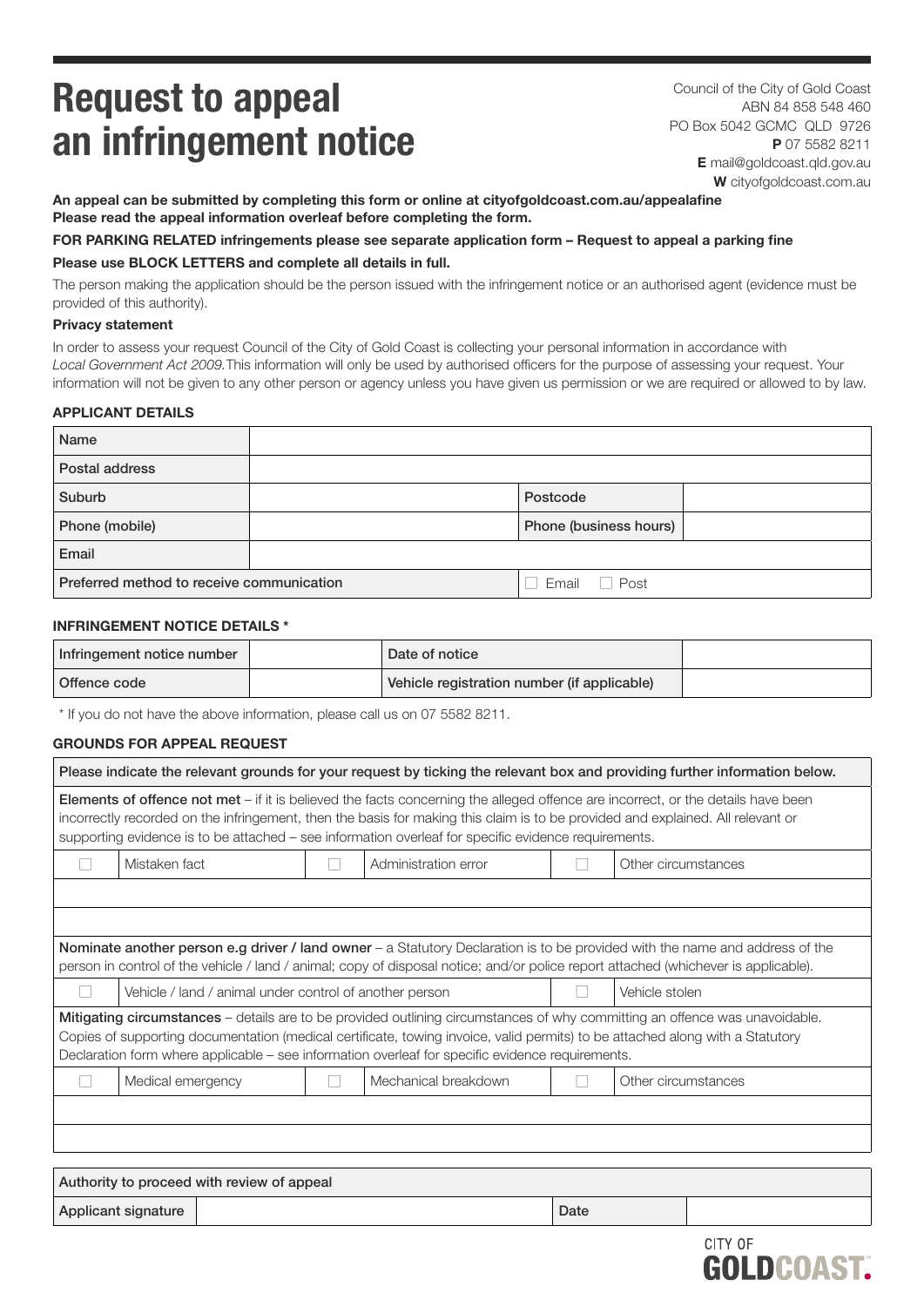# Request to appeal an infringement notice

Council of the City of Gold Coast
ABN 84 858 548 460
PO Box 5042 GCMC QLD 9726
**P** 07 5582 8211
**E** mail@goldcoast.qld.gov.au
**W** cityofgoldcoast.com.au

**An appeal can be submitted by completing this form or online at cityofgoldcoast.com.au/appealafine**
**Please read the appeal information overleaf before completing the form.**

**FOR PARKING RELATED infringements please see separate application form – Request to appeal a parking fine**

**Please use BLOCK LETTERS and complete all details in full.**

The person making the application should be the person issued with the infringement notice or an authorised agent (evidence must be provided of this authority).

**Privacy statement**

In order to assess your request Council of the City of Gold Coast is collecting your personal information in accordance with *Local Government Act 2009.* This information will only be used by authorised officers for the purpose of assessing your request. Your information will not be given to any other person or agency unless you have given us permission or we are required or allowed to by law.

### APPLICANT DETAILS

| | | | |
|---|---|---|---|
| Name | | | |
| Postal address | | | |
| Suburb | | Postcode | |
| Phone (mobile) | | Phone (business hours) | |
| Email | | | |
| Preferred method to receive communication | | ☐ Email ☐ Post | |

### INFRINGEMENT NOTICE DETAILS *

| | | | |
|---|---|---|---|
| Infringement notice number | | Date of notice | |
| Offence code | | Vehicle registration number (if applicable) | |

\* If you do not have the above information, please call us on 07 5582 8211.

### GROUNDS FOR APPEAL REQUEST

Please indicate the relevant grounds for your request by ticking the relevant box and providing further information below.

**Elements of offence not met** – if it is believed the facts concerning the alleged offence are incorrect, or the details have been incorrectly recorded on the infringement, then the basis for making this claim is to be provided and explained. All relevant or supporting evidence is to be attached – see information overleaf for specific evidence requirements.

| | | | | | |
|---|---|---|---|---|---|
| ☐ | Mistaken fact | ☐ | Administration error | ☐ | Other circumstances |
| | | | | | |
| | | | | | |

**Nominate another person e.g driver / land owner** – a Statutory Declaration is to be provided with the name and address of the person in control of the vehicle / land / animal; copy of disposal notice; and/or police report attached (whichever is applicable).

| | | | |
|---|---|---|---|
| ☐ | Vehicle / land / animal under control of another person | ☐ | Vehicle stolen |

**Mitigating circumstances** – details are to be provided outlining circumstances of why committing an offence was unavoidable. Copies of supporting documentation (medical certificate, towing invoice, valid permits) to be attached along with a Statutory Declaration form where applicable – see information overleaf for specific evidence requirements.

| | | | | | |
|---|---|---|---|---|---|
| ☐ | Medical emergency | ☐ | Mechanical breakdown | ☐ | Other circumstances |
| | | | | | |
| | | | | | |

| | | | |
|---|---|---|---|
| Authority to proceed with review of appeal | | | |
| Applicant signature | | Date | |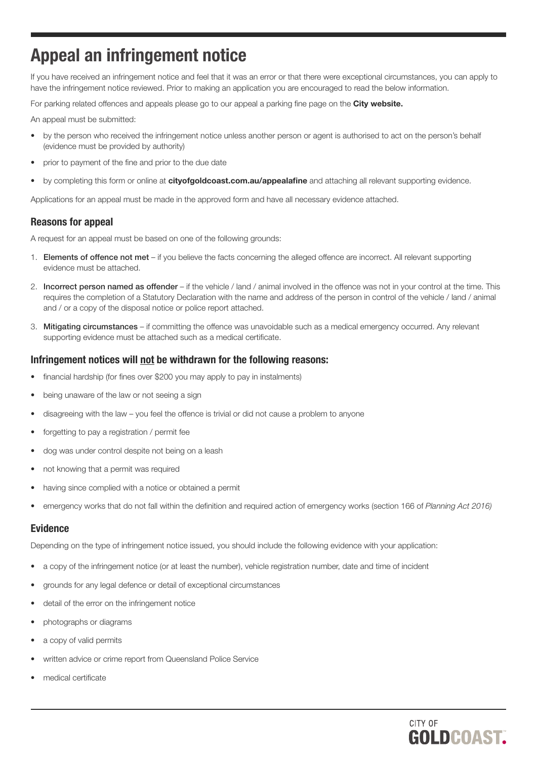# Appeal an infringement notice

If you have received an infringement notice and feel that it was an error or that there were exceptional circumstances, you can apply to have the infringement notice reviewed. Prior to making an application you are encouraged to read the below information.

For parking related offences and appeals please go to our appeal a parking fine page on the **City website.**

An appeal must be submitted:

- by the person who received the infringement notice unless another person or agent is authorised to act on the person's behalf (evidence must be provided by authority)
- prior to payment of the fine and prior to the due date
- by completing this form or online at **cityofgoldcoast.com.au/appealafine** and attaching all relevant supporting evidence.

Applications for an appeal must be made in the approved form and have all necessary evidence attached.

## Reasons for appeal

A request for an appeal must be based on one of the following grounds:

1. **Elements of offence not met** – if you believe the facts concerning the alleged offence are incorrect. All relevant supporting evidence must be attached.
2. **Incorrect person named as offender** – if the vehicle / land / animal involved in the offence was not in your control at the time. This requires the completion of a Statutory Declaration with the name and address of the person in control of the vehicle / land / animal and / or a copy of the disposal notice or police report attached.
3. **Mitigating circumstances** – if committing the offence was unavoidable such as a medical emergency occurred. Any relevant supporting evidence must be attached such as a medical certificate.

## Infringement notices will not be withdrawn for the following reasons:

- financial hardship (for fines over $200 you may apply to pay in instalments)
- being unaware of the law or not seeing a sign
- disagreeing with the law – you feel the offence is trivial or did not cause a problem to anyone
- forgetting to pay a registration / permit fee
- dog was under control despite not being on a leash
- not knowing that a permit was required
- having since complied with a notice or obtained a permit
- emergency works that do not fall within the definition and required action of emergency works (section 166 of *Planning Act 2016)*

## Evidence

Depending on the type of infringement notice issued, you should include the following evidence with your application:

- a copy of the infringement notice (or at least the number), vehicle registration number, date and time of incident
- grounds for any legal defence or detail of exceptional circumstances
- detail of the error on the infringement notice
- photographs or diagrams
- a copy of valid permits
- written advice or crime report from Queensland Police Service
- medical certificate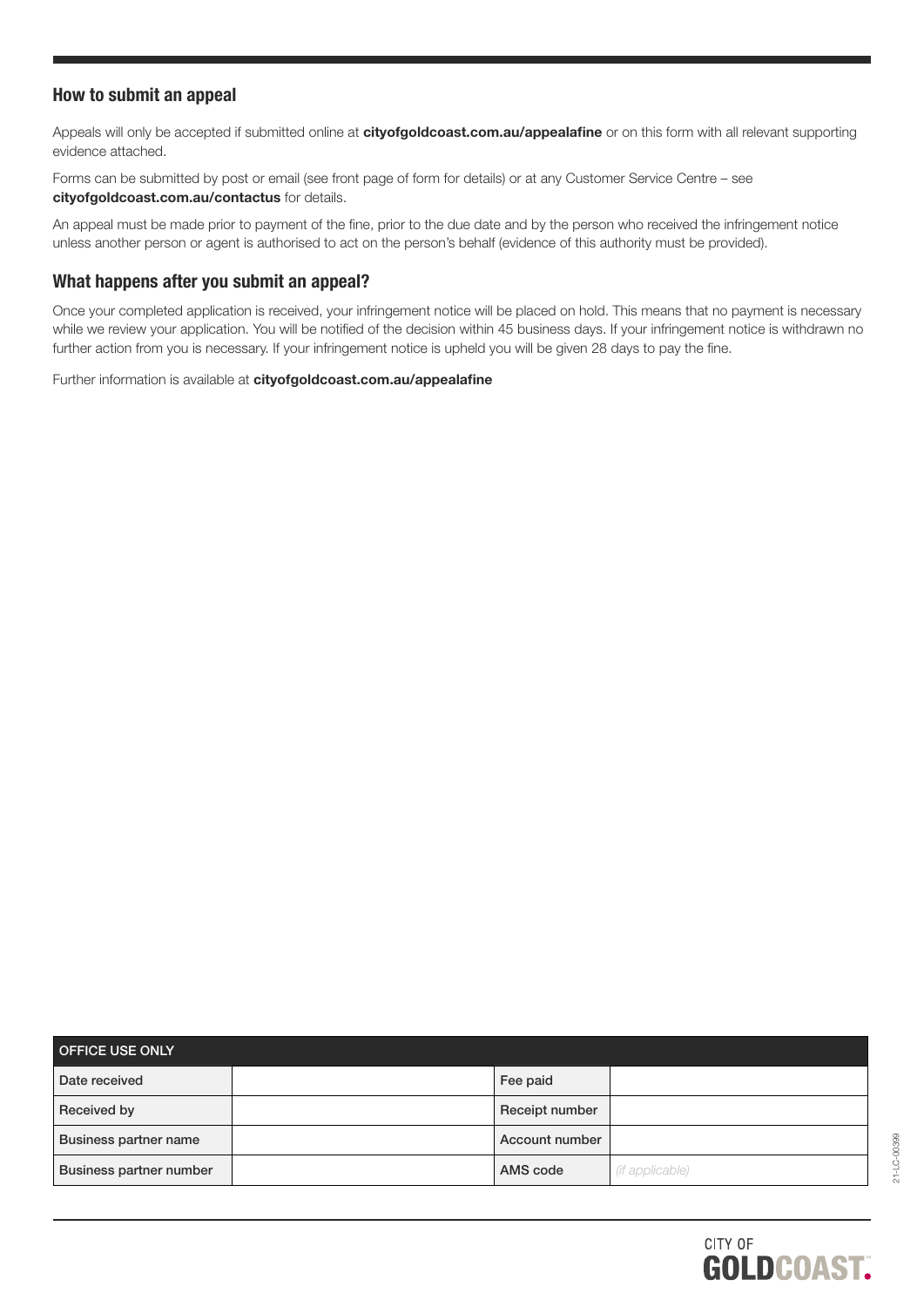## How to submit an appeal

Appeals will only be accepted if submitted online at **cityofgoldcoast.com.au/appealafine** or on this form with all relevant supporting evidence attached.

Forms can be submitted by post or email (see front page of form for details) or at any Customer Service Centre – see **cityofgoldcoast.com.au/contactus** for details.

An appeal must be made prior to payment of the fine, prior to the due date and by the person who received the infringement notice unless another person or agent is authorised to act on the person's behalf (evidence of this authority must be provided).

## What happens after you submit an appeal?

Once your completed application is received, your infringement notice will be placed on hold. This means that no payment is necessary while we review your application. You will be notified of the decision within 45 business days. If your infringement notice is withdrawn no further action from you is necessary. If your infringement notice is upheld you will be given 28 days to pay the fine.

Further information is available at **cityofgoldcoast.com.au/appealafine**

| OFFICE USE ONLY | | | |
|---|---|---|---|
| Date received | | Fee paid | |
| Received by | | Receipt number | |
| Business partner name | | Account number | |
| Business partner number | | AMS code | *(if applicable)* |

21-LC-00399

CITY OF GOLDCOAST.